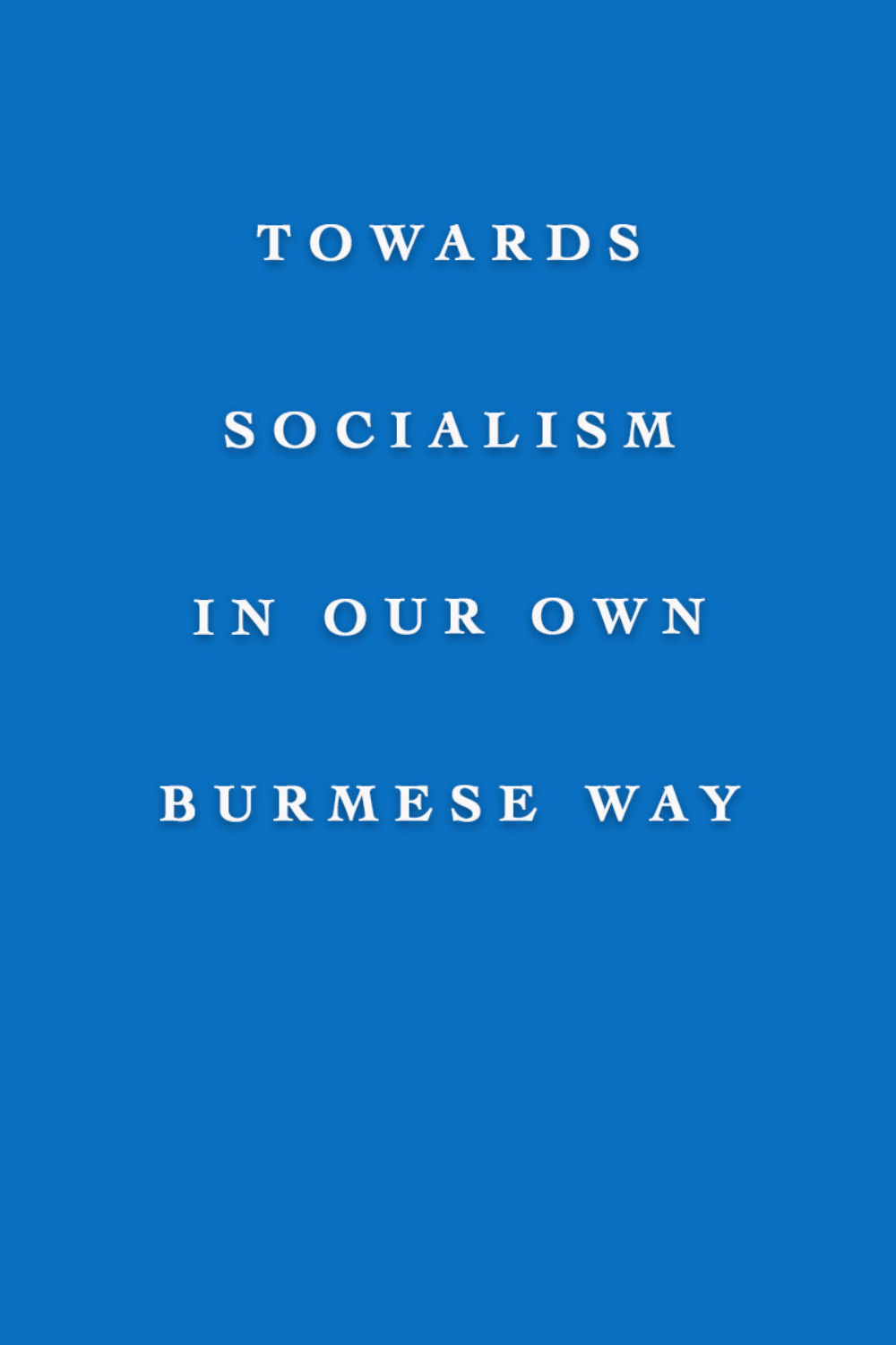# TOWARDS SOCIALISM IN OUR OWN BURMESE WAY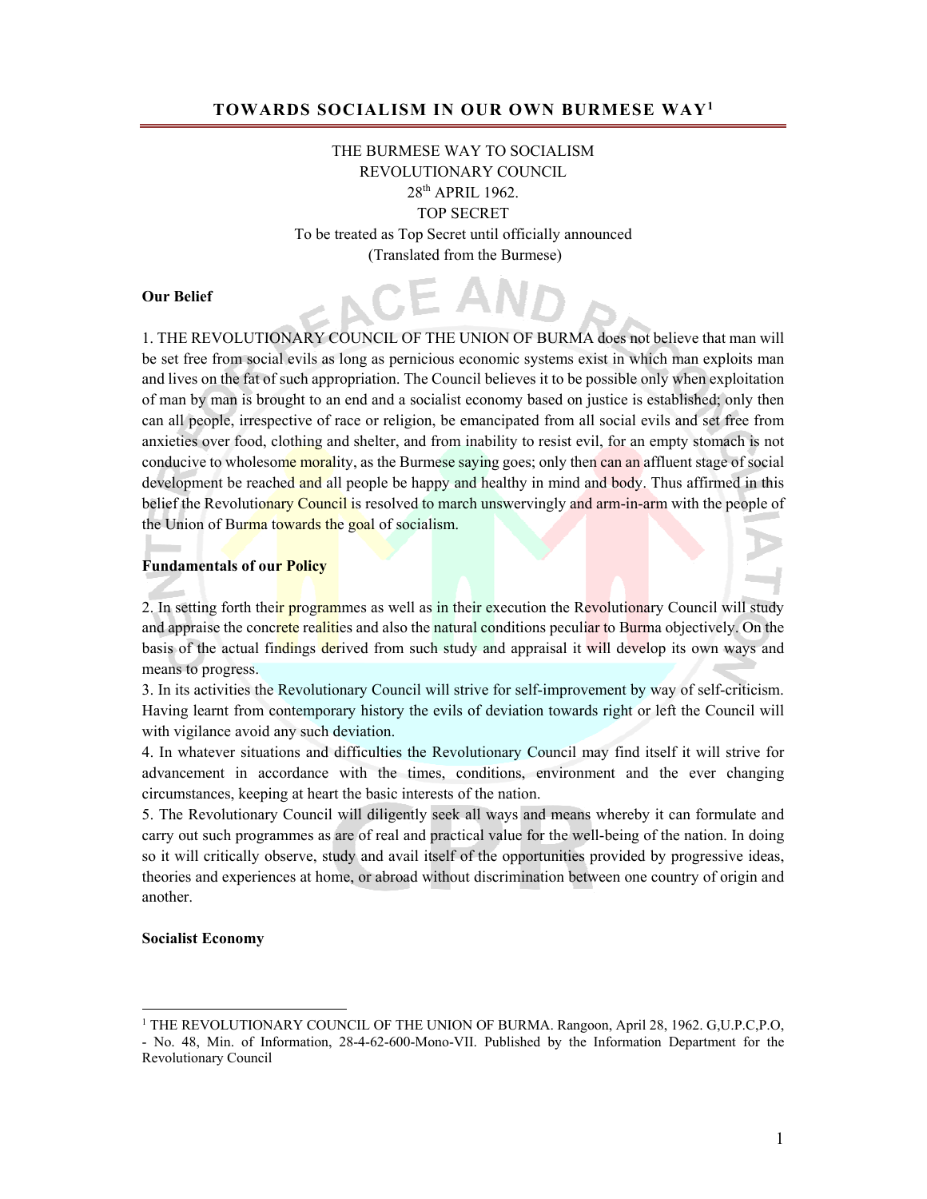## TOWARDS SOCIALISM IN OUR OWN BURMESE WAY[1]

THE BURMESE WAY TO SOCIALISM
REVOLUTIONARY COUNCIL
28th APRIL 1962.
TOP SECRET
To be treated as Top Secret until officially announced
(Translated from the Burmese)

### Our Belief

1. THE REVOLUTIONARY COUNCIL OF THE UNION OF BURMA does not believe that man will be set free from social evils as long as pernicious economic systems exist in which man exploits man and lives on the fat of such appropriation. The Council believes it to be possible only when exploitation of man by man is brought to an end and a socialist economy based on justice is established; only then can all people, irrespective of race or religion, be emancipated from all social evils and set free from anxieties over food, clothing and shelter, and from inability to resist evil, for an empty stomach is not conducive to wholesome morality, as the Burmese saying goes; only then can an affluent stage of social development be reached and all people be happy and healthy in mind and body. Thus affirmed in this belief the Revolutionary Council is resolved to march unswervingly and arm-in-arm with the people of the Union of Burma towards the goal of socialism.

### Fundamentals of our Policy

2. In setting forth their programmes as well as in their execution the Revolutionary Council will study and appraise the concrete realities and also the natural conditions peculiar to Burma objectively. On the basis of the actual findings derived from such study and appraisal it will develop its own ways and means to progress.
3. In its activities the Revolutionary Council will strive for self-improvement by way of self-criticism. Having learnt from contemporary history the evils of deviation towards right or left the Council will with vigilance avoid any such deviation.
4. In whatever situations and difficulties the Revolutionary Council may find itself it will strive for advancement in accordance with the times, conditions, environment and the ever changing circumstances, keeping at heart the basic interests of the nation.
5. The Revolutionary Council will diligently seek all ways and means whereby it can formulate and carry out such programmes as are of real and practical value for the well-being of the nation. In doing so it will critically observe, study and avail itself of the opportunities provided by progressive ideas, theories and experiences at home, or abroad without discrimination between one country of origin and another.

### Socialist Economy

[1] THE REVOLUTIONARY COUNCIL OF THE UNION OF BURMA. Rangoon, April 28, 1962. G,U.P.C,P.O, - No. 48, Min. of Information, 28-4-62-600-Mono-VII. Published by the Information Department for the Revolutionary Council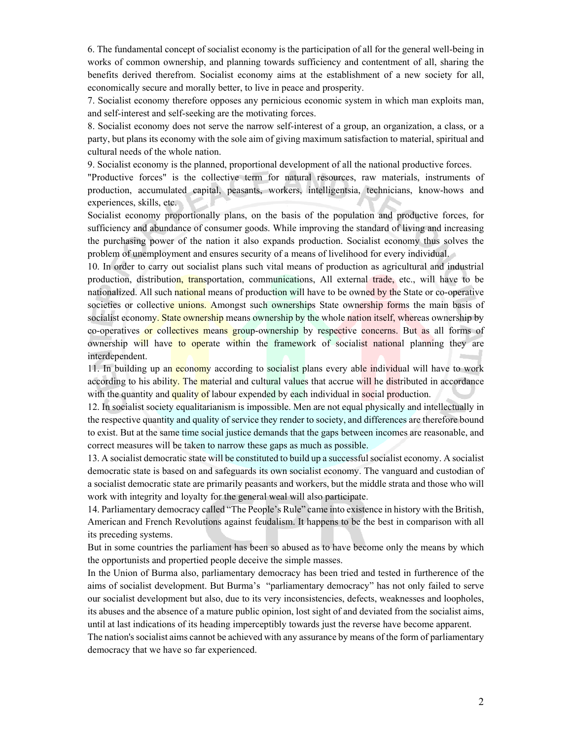6. The fundamental concept of socialist economy is the participation of all for the general well-being in works of common ownership, and planning towards sufficiency and contentment of all, sharing the benefits derived therefrom. Socialist economy aims at the establishment of a new society for all, economically secure and morally better, to live in peace and prosperity.

7. Socialist economy therefore opposes any pernicious economic system in which man exploits man, and self-interest and self-seeking are the motivating forces.

8. Socialist economy does not serve the narrow self-interest of a group, an organization, a class, or a party, but plans its economy with the sole aim of giving maximum satisfaction to material, spiritual and cultural needs of the whole nation.

9. Socialist economy is the planned, proportional development of all the national productive forces.

"Productive forces" is the collective term for natural resources, raw materials, instruments of production, accumulated capital, peasants, workers, intelligentsia, technicians, know-hows and experiences, skills, etc.

Socialist economy proportionally plans, on the basis of the population and productive forces, for sufficiency and abundance of consumer goods. While improving the standard of living and increasing the purchasing power of the nation it also expands production. Socialist economy thus solves the problem of unemployment and ensures security of a means of livelihood for every individual.

10. In order to carry out socialist plans such vital means of production as agricultural and industrial production, distribution, transportation, communications, All external trade, etc., will have to be nationalized. All such national means of production will have to be owned by the State or co-operative societies or collective unions. Amongst such ownerships State ownership forms the main basis of socialist economy. State ownership means ownership by the whole nation itself, whereas ownership by co-operatives or collectives means group-ownership by respective concerns. But as all forms of ownership will have to operate within the framework of socialist national planning they are interdependent.

11. In building up an economy according to socialist plans every able individual will have to work according to his ability. The material and cultural values that accrue will he distributed in accordance with the quantity and quality of labour expended by each individual in social production.

12. In socialist society equalitarianism is impossible. Men are not equal physically and intellectually in the respective quantity and quality of service they render to society, and differences are therefore bound to exist. But at the same time social justice demands that the gaps between incomes are reasonable, and correct measures will be taken to narrow these gaps as much as possible.

13. A socialist democratic state will be constituted to build up a successful socialist economy. A socialist democratic state is based on and safeguards its own socialist economy. The vanguard and custodian of a socialist democratic state are primarily peasants and workers, but the middle strata and those who will work with integrity and loyalty for the general weal will also participate.

14. Parliamentary democracy called "The People's Rule" came into existence in history with the British, American and French Revolutions against feudalism. It happens to be the best in comparison with all its preceding systems.

But in some countries the parliament has been so abused as to have become only the means by which the opportunists and propertied people deceive the simple masses.

In the Union of Burma also, parliamentary democracy has been tried and tested in furtherence of the aims of socialist development. But Burma's "parliamentary democracy" has not only failed to serve our socialist development but also, due to its very inconsistencies, defects, weaknesses and loopholes, its abuses and the absence of a mature public opinion, lost sight of and deviated from the socialist aims, until at last indications of its heading imperceptibly towards just the reverse have become apparent.

The nation's socialist aims cannot be achieved with any assurance by means of the form of parliamentary democracy that we have so far experienced.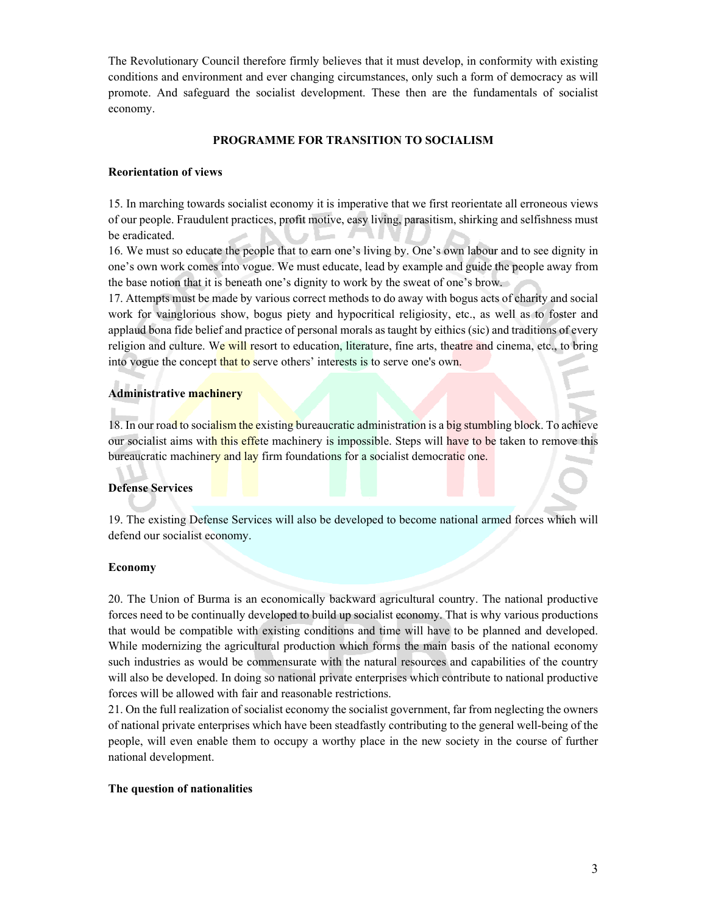The Revolutionary Council therefore firmly believes that it must develop, in conformity with existing conditions and environment and ever changing circumstances, only such a form of democracy as will promote. And safeguard the socialist development. These then are the fundamentals of socialist economy.

## PROGRAMME FOR TRANSITION TO SOCIALISM

### Reorientation of views

15. In marching towards socialist economy it is imperative that we first reorientate all erroneous views of our people. Fraudulent practices, profit motive, easy living, parasitism, shirking and selfishness must be eradicated.

16. We must so educate the people that to earn one's living by. One's own labour and to see dignity in one's own work comes into vogue. We must educate, lead by example and guide the people away from the base notion that it is beneath one's dignity to work by the sweat of one's brow.

17. Attempts must be made by various correct methods to do away with bogus acts of charity and social work for vainglorious show, bogus piety and hypocritical religiosity, etc., as well as to foster and applaud bona fide belief and practice of personal morals as taught by eithics (sic) and traditions of every religion and culture. We will resort to education, literature, fine arts, theatre and cinema, etc., to bring into vogue the concept that to serve others' interests is to serve one's own.

### Administrative machinery

18. In our road to socialism the existing bureaucratic administration is a big stumbling block. To achieve our socialist aims with this effete machinery is impossible. Steps will have to be taken to remove this bureaucratic machinery and lay firm foundations for a socialist democratic one.

### Defense Services

19. The existing Defense Services will also be developed to become national armed forces which will defend our socialist economy.

### Economy

20. The Union of Burma is an economically backward agricultural country. The national productive forces need to be continually developed to build up socialist economy. That is why various productions that would be compatible with existing conditions and time will have to be planned and developed. While modernizing the agricultural production which forms the main basis of the national economy such industries as would be commensurate with the natural resources and capabilities of the country will also be developed. In doing so national private enterprises which contribute to national productive forces will be allowed with fair and reasonable restrictions.

21. On the full realization of socialist economy the socialist government, far from neglecting the owners of national private enterprises which have been steadfastly contributing to the general well-being of the people, will even enable them to occupy a worthy place in the new society in the course of further national development.

### The question of nationalities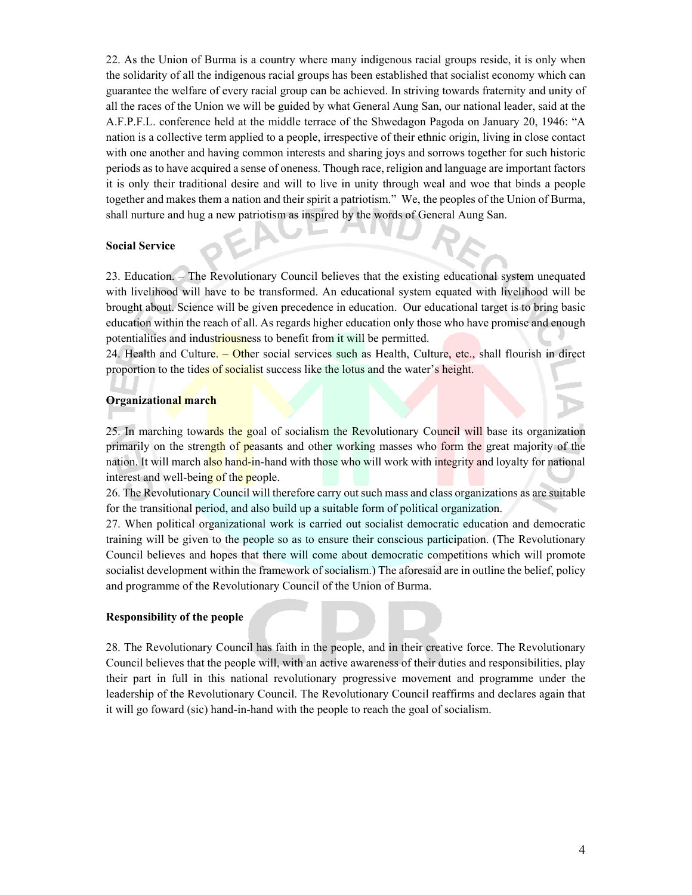22. As the Union of Burma is a country where many indigenous racial groups reside, it is only when the solidarity of all the indigenous racial groups has been established that socialist economy which can guarantee the welfare of every racial group can be achieved. In striving towards fraternity and unity of all the races of the Union we will be guided by what General Aung San, our national leader, said at the A.F.P.F.L. conference held at the middle terrace of the Shwedagon Pagoda on January 20, 1946: "A nation is a collective term applied to a people, irrespective of their ethnic origin, living in close contact with one another and having common interests and sharing joys and sorrows together for such historic periods as to have acquired a sense of oneness. Though race, religion and language are important factors it is only their traditional desire and will to live in unity through weal and woe that binds a people together and makes them a nation and their spirit a patriotism." We, the peoples of the Union of Burma, shall nurture and hug a new patriotism as inspired by the words of General Aung San.

**Social Service**

23. Education. – The Revolutionary Council believes that the existing educational system unequated with livelihood will have to be transformed. An educational system equated with livelihood will be brought about. Science will be given precedence in education. Our educational target is to bring basic education within the reach of all. As regards higher education only those who have promise and enough potentialities and industriousness to benefit from it will be permitted.

24. Health and Culture. – Other social services such as Health, Culture, etc., shall flourish in direct proportion to the tides of socialist success like the lotus and the water's height.

**Organizational march**

25. In marching towards the goal of socialism the Revolutionary Council will base its organization primarily on the strength of peasants and other working masses who form the great majority of the nation. It will march also hand-in-hand with those who will work with integrity and loyalty for national interest and well-being of the people.

26. The Revolutionary Council will therefore carry out such mass and class organizations as are suitable for the transitional period, and also build up a suitable form of political organization.

27. When political organizational work is carried out socialist democratic education and democratic training will be given to the people so as to ensure their conscious participation. (The Revolutionary Council believes and hopes that there will come about democratic competitions which will promote socialist development within the framework of socialism.) The aforesaid are in outline the belief, policy and programme of the Revolutionary Council of the Union of Burma.

**Responsibility of the people**

28. The Revolutionary Council has faith in the people, and in their creative force. The Revolutionary Council believes that the people will, with an active awareness of their duties and responsibilities, play their part in full in this national revolutionary progressive movement and programme under the leadership of the Revolutionary Council. The Revolutionary Council reaffirms and declares again that it will go foward (sic) hand-in-hand with the people to reach the goal of socialism.